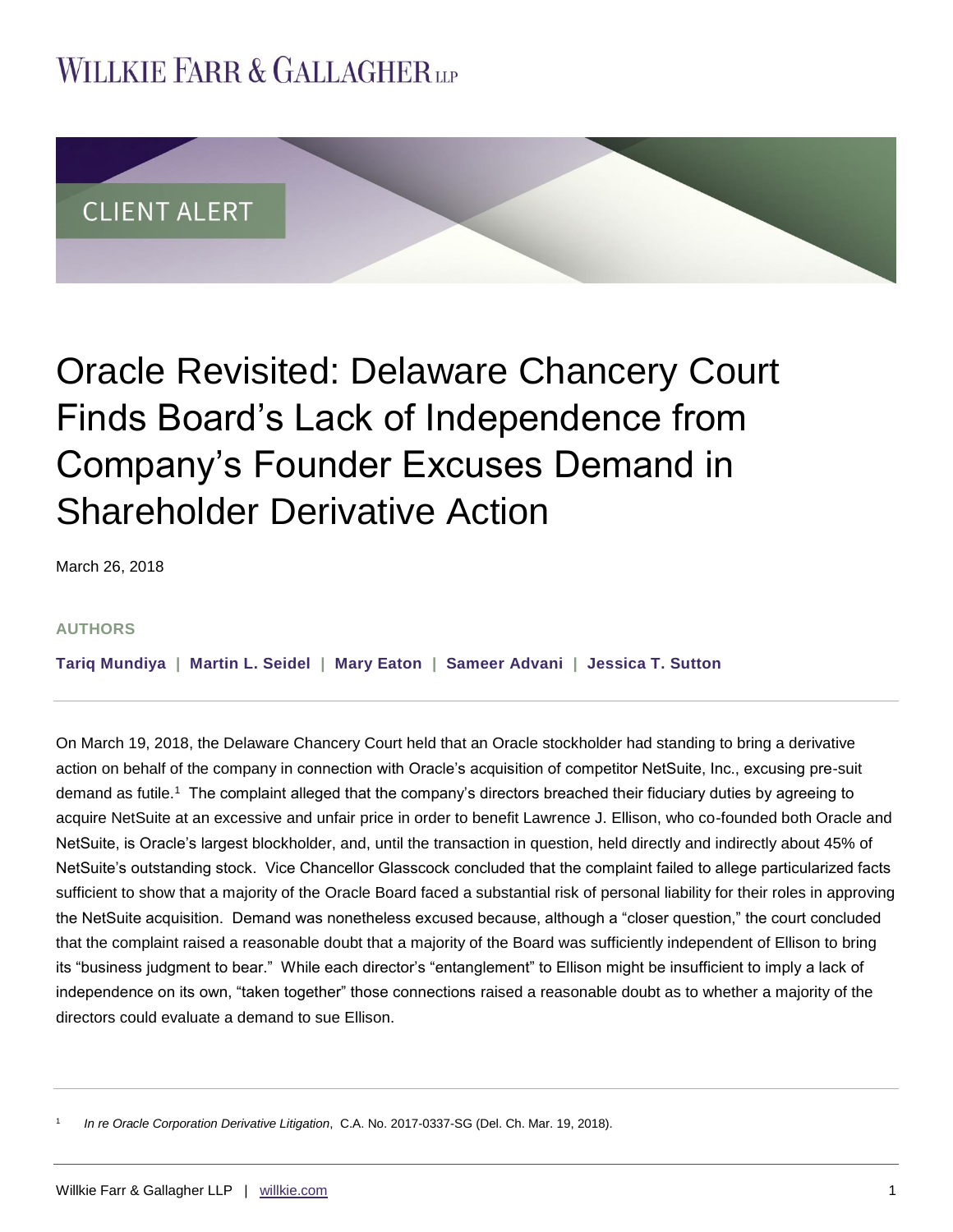# WILLKIE FARR & GALLAGHER LLP

CLIENT ALERT

# Oracle Revisited: Delaware Chancery Court Finds Board's Lack of Independence from Company's Founder Excuses Demand in Shareholder Derivative Action

March 26, 2018

**AUTHORS**

**Tariq Mundiya | Martin L. Seidel | Mary Eaton | Sameer Advani | Jessica T. Sutton**

On March 19, 2018, the Delaware Chancery Court held that an Oracle stockholder had standing to bring a derivative action on behalf of the company in connection with Oracle's acquisition of competitor NetSuite, Inc., excusing pre-suit demand as futile.[1] The complaint alleged that the company's directors breached their fiduciary duties by agreeing to acquire NetSuite at an excessive and unfair price in order to benefit Lawrence J. Ellison, who co-founded both Oracle and NetSuite, is Oracle's largest blockholder, and, until the transaction in question, held directly and indirectly about 45% of NetSuite's outstanding stock. Vice Chancellor Glasscock concluded that the complaint failed to allege particularized facts sufficient to show that a majority of the Oracle Board faced a substantial risk of personal liability for their roles in approving the NetSuite acquisition. Demand was nonetheless excused because, although a "closer question," the court concluded that the complaint raised a reasonable doubt that a majority of the Board was sufficiently independent of Ellison to bring its "business judgment to bear." While each director's "entanglement" to Ellison might be insufficient to imply a lack of independence on its own, "taken together" those connections raised a reasonable doubt as to whether a majority of the directors could evaluate a demand to sue Ellison.

[1] *In re Oracle Corporation Derivative Litigation*, C.A. No. 2017-0337-SG (Del. Ch. Mar. 19, 2018).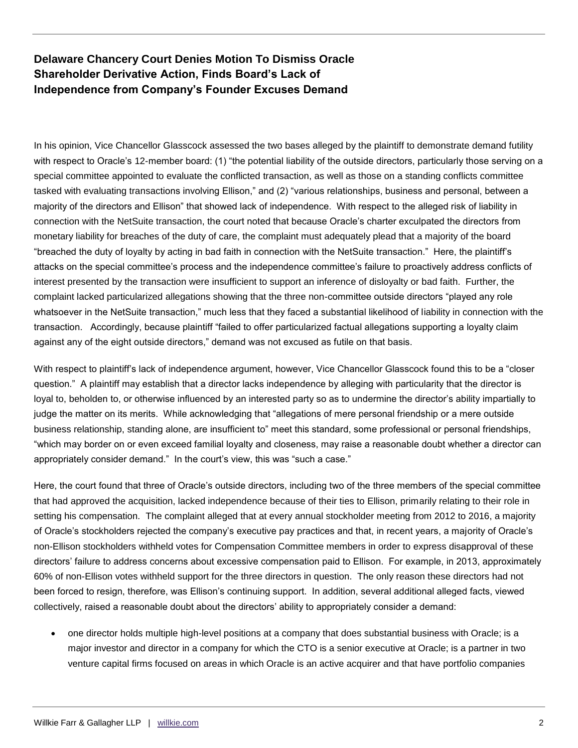## Delaware Chancery Court Denies Motion To Dismiss Oracle Shareholder Derivative Action, Finds Board's Lack of Independence from Company's Founder Excuses Demand

In his opinion, Vice Chancellor Glasscock assessed the two bases alleged by the plaintiff to demonstrate demand futility with respect to Oracle's 12-member board: (1) "the potential liability of the outside directors, particularly those serving on a special committee appointed to evaluate the conflicted transaction, as well as those on a standing conflicts committee tasked with evaluating transactions involving Ellison," and (2) "various relationships, business and personal, between a majority of the directors and Ellison" that showed lack of independence. With respect to the alleged risk of liability in connection with the NetSuite transaction, the court noted that because Oracle's charter exculpated the directors from monetary liability for breaches of the duty of care, the complaint must adequately plead that a majority of the board "breached the duty of loyalty by acting in bad faith in connection with the NetSuite transaction." Here, the plaintiff's attacks on the special committee's process and the independence committee's failure to proactively address conflicts of interest presented by the transaction were insufficient to support an inference of disloyalty or bad faith. Further, the complaint lacked particularized allegations showing that the three non-committee outside directors "played any role whatsoever in the NetSuite transaction," much less that they faced a substantial likelihood of liability in connection with the transaction. Accordingly, because plaintiff "failed to offer particularized factual allegations supporting a loyalty claim against any of the eight outside directors," demand was not excused as futile on that basis.

With respect to plaintiff's lack of independence argument, however, Vice Chancellor Glasscock found this to be a "closer question." A plaintiff may establish that a director lacks independence by alleging with particularity that the director is loyal to, beholden to, or otherwise influenced by an interested party so as to undermine the director's ability impartially to judge the matter on its merits. While acknowledging that "allegations of mere personal friendship or a mere outside business relationship, standing alone, are insufficient to" meet this standard, some professional or personal friendships, "which may border on or even exceed familial loyalty and closeness, may raise a reasonable doubt whether a director can appropriately consider demand." In the court's view, this was "such a case."

Here, the court found that three of Oracle's outside directors, including two of the three members of the special committee that had approved the acquisition, lacked independence because of their ties to Ellison, primarily relating to their role in setting his compensation. The complaint alleged that at every annual stockholder meeting from 2012 to 2016, a majority of Oracle's stockholders rejected the company's executive pay practices and that, in recent years, a majority of Oracle's non-Ellison stockholders withheld votes for Compensation Committee members in order to express disapproval of these directors' failure to address concerns about excessive compensation paid to Ellison. For example, in 2013, approximately 60% of non-Ellison votes withheld support for the three directors in question. The only reason these directors had not been forced to resign, therefore, was Ellison's continuing support. In addition, several additional alleged facts, viewed collectively, raised a reasonable doubt about the directors' ability to appropriately consider a demand:

- one director holds multiple high-level positions at a company that does substantial business with Oracle; is a major investor and director in a company for which the CTO is a senior executive at Oracle; is a partner in two venture capital firms focused on areas in which Oracle is an active acquirer and that have portfolio companies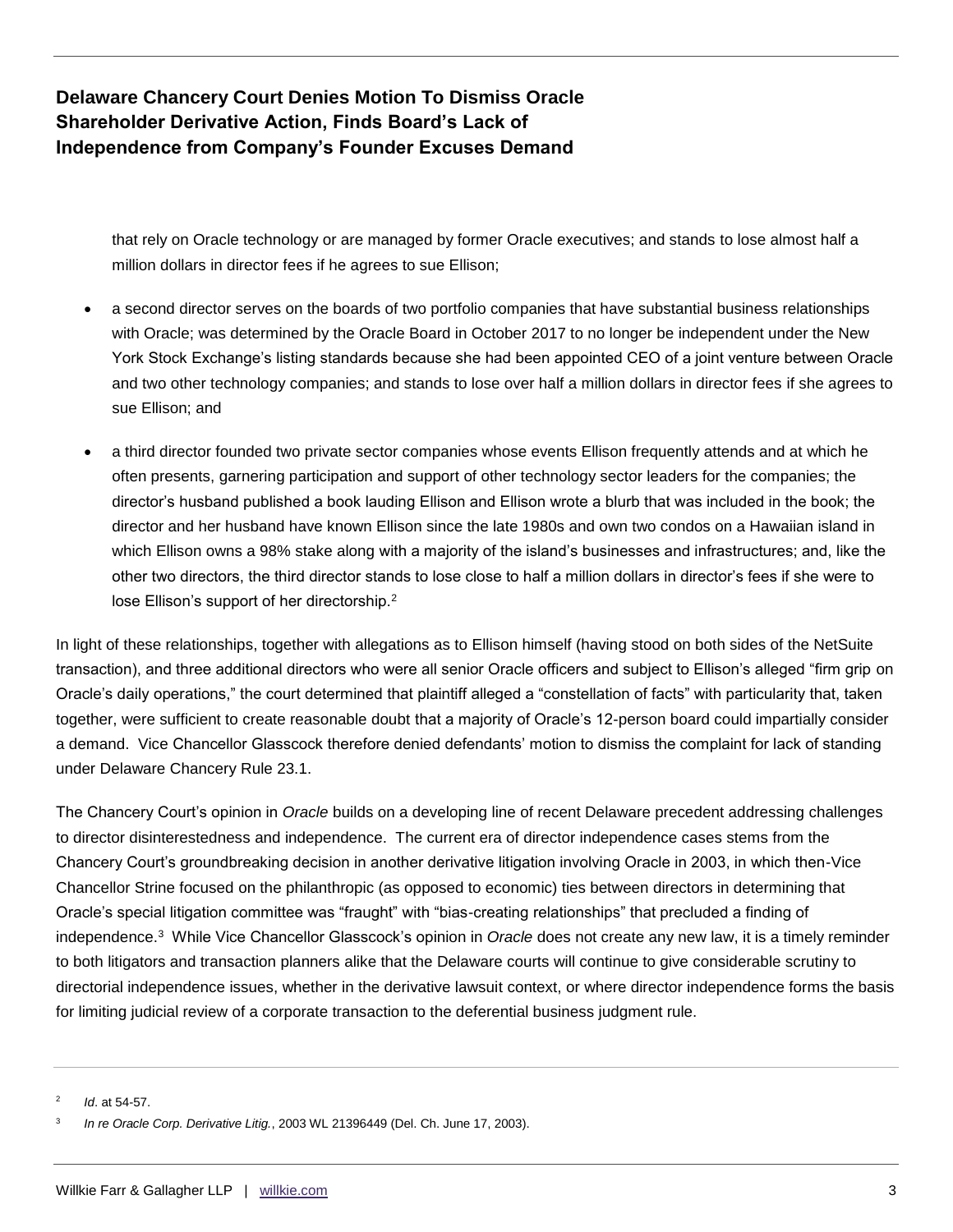that rely on Oracle technology or are managed by former Oracle executives; and stands to lose almost half a million dollars in director fees if he agrees to sue Ellison;

- a second director serves on the boards of two portfolio companies that have substantial business relationships with Oracle; was determined by the Oracle Board in October 2017 to no longer be independent under the New York Stock Exchange's listing standards because she had been appointed CEO of a joint venture between Oracle and two other technology companies; and stands to lose over half a million dollars in director fees if she agrees to sue Ellison; and

- a third director founded two private sector companies whose events Ellison frequently attends and at which he often presents, garnering participation and support of other technology sector leaders for the companies; the director's husband published a book lauding Ellison and Ellison wrote a blurb that was included in the book; the director and her husband have known Ellison since the late 1980s and own two condos on a Hawaiian island in which Ellison owns a 98% stake along with a majority of the island's businesses and infrastructures; and, like the other two directors, the third director stands to lose close to half a million dollars in director's fees if she were to lose Ellison's support of her directorship.[2]

In light of these relationships, together with allegations as to Ellison himself (having stood on both sides of the NetSuite transaction), and three additional directors who were all senior Oracle officers and subject to Ellison's alleged "firm grip on Oracle's daily operations," the court determined that plaintiff alleged a "constellation of facts" with particularity that, taken together, were sufficient to create reasonable doubt that a majority of Oracle's 12-person board could impartially consider a demand. Vice Chancellor Glasscock therefore denied defendants' motion to dismiss the complaint for lack of standing under Delaware Chancery Rule 23.1.

The Chancery Court's opinion in *Oracle* builds on a developing line of recent Delaware precedent addressing challenges to director disinterestedness and independence. The current era of director independence cases stems from the Chancery Court's groundbreaking decision in another derivative litigation involving Oracle in 2003, in which then-Vice Chancellor Strine focused on the philanthropic (as opposed to economic) ties between directors in determining that Oracle's special litigation committee was "fraught" with "bias-creating relationships" that precluded a finding of independence.[3] While Vice Chancellor Glasscock's opinion in *Oracle* does not create any new law, it is a timely reminder to both litigators and transaction planners alike that the Delaware courts will continue to give considerable scrutiny to directorial independence issues, whether in the derivative lawsuit context, or where director independence forms the basis for limiting judicial review of a corporate transaction to the deferential business judgment rule.

---

[2] *Id*. at 54-57.

[3] *In re Oracle Corp. Derivative Litig.*, 2003 WL 21396449 (Del. Ch. June 17, 2003).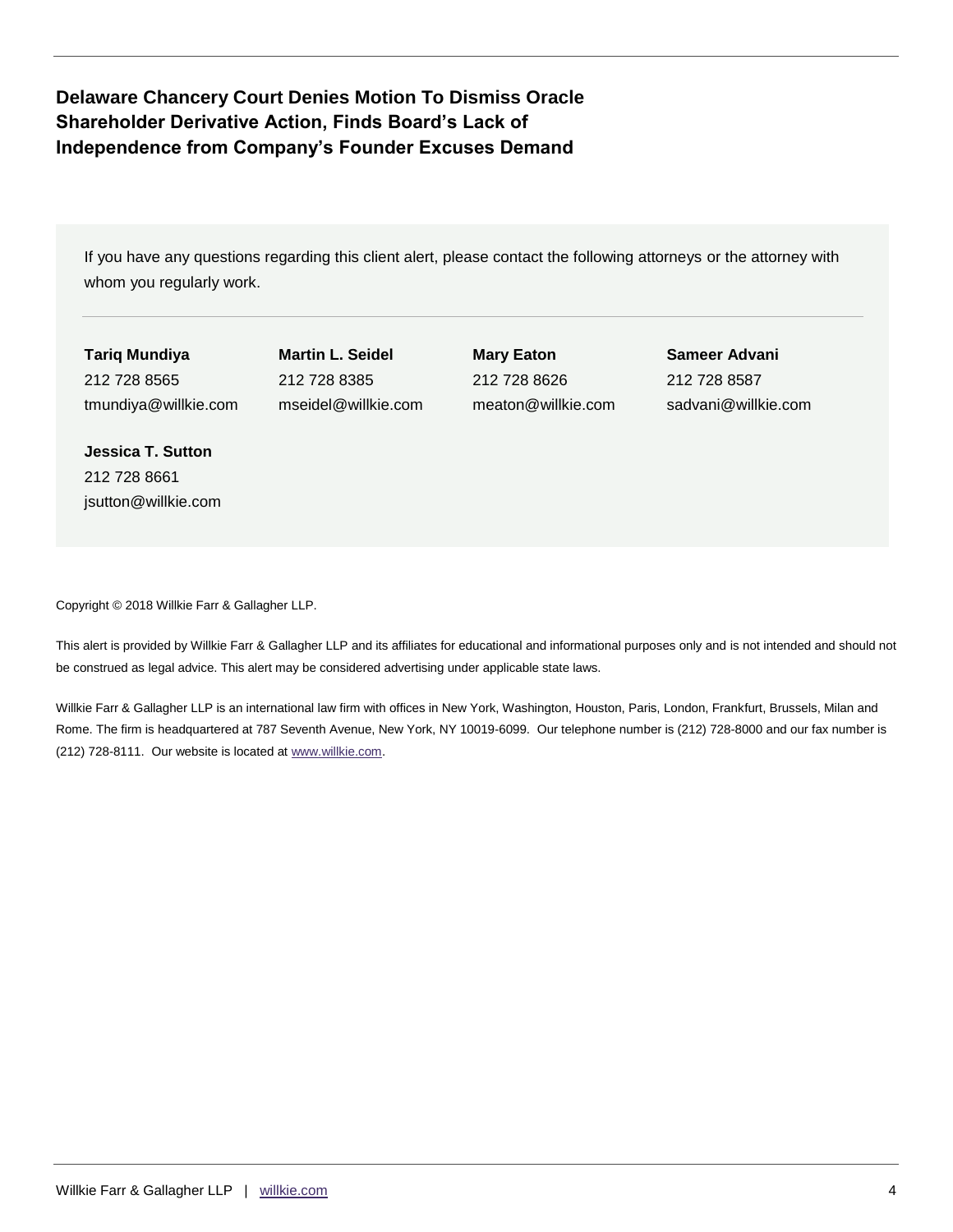**Delaware Chancery Court Denies Motion To Dismiss Oracle Shareholder Derivative Action, Finds Board's Lack of Independence from Company's Founder Excuses Demand**

If you have any questions regarding this client alert, please contact the following attorneys or the attorney with whom you regularly work.

**Tariq Mundiya**
212 728 8565
tmundiya@willkie.com

**Martin L. Seidel**
212 728 8385
mseidel@willkie.com

**Mary Eaton**
212 728 8626
meaton@willkie.com

**Sameer Advani**
212 728 8587
sadvani@willkie.com

**Jessica T. Sutton**
212 728 8661
jsutton@willkie.com

Copyright © 2018 Willkie Farr & Gallagher LLP.

This alert is provided by Willkie Farr & Gallagher LLP and its affiliates for educational and informational purposes only and is not intended and should not be construed as legal advice. This alert may be considered advertising under applicable state laws.

Willkie Farr & Gallagher LLP is an international law firm with offices in New York, Washington, Houston, Paris, London, Frankfurt, Brussels, Milan and Rome. The firm is headquartered at 787 Seventh Avenue, New York, NY 10019-6099. Our telephone number is (212) 728-8000 and our fax number is (212) 728-8111. Our website is located at [www.willkie.com](http://www.willkie.com).